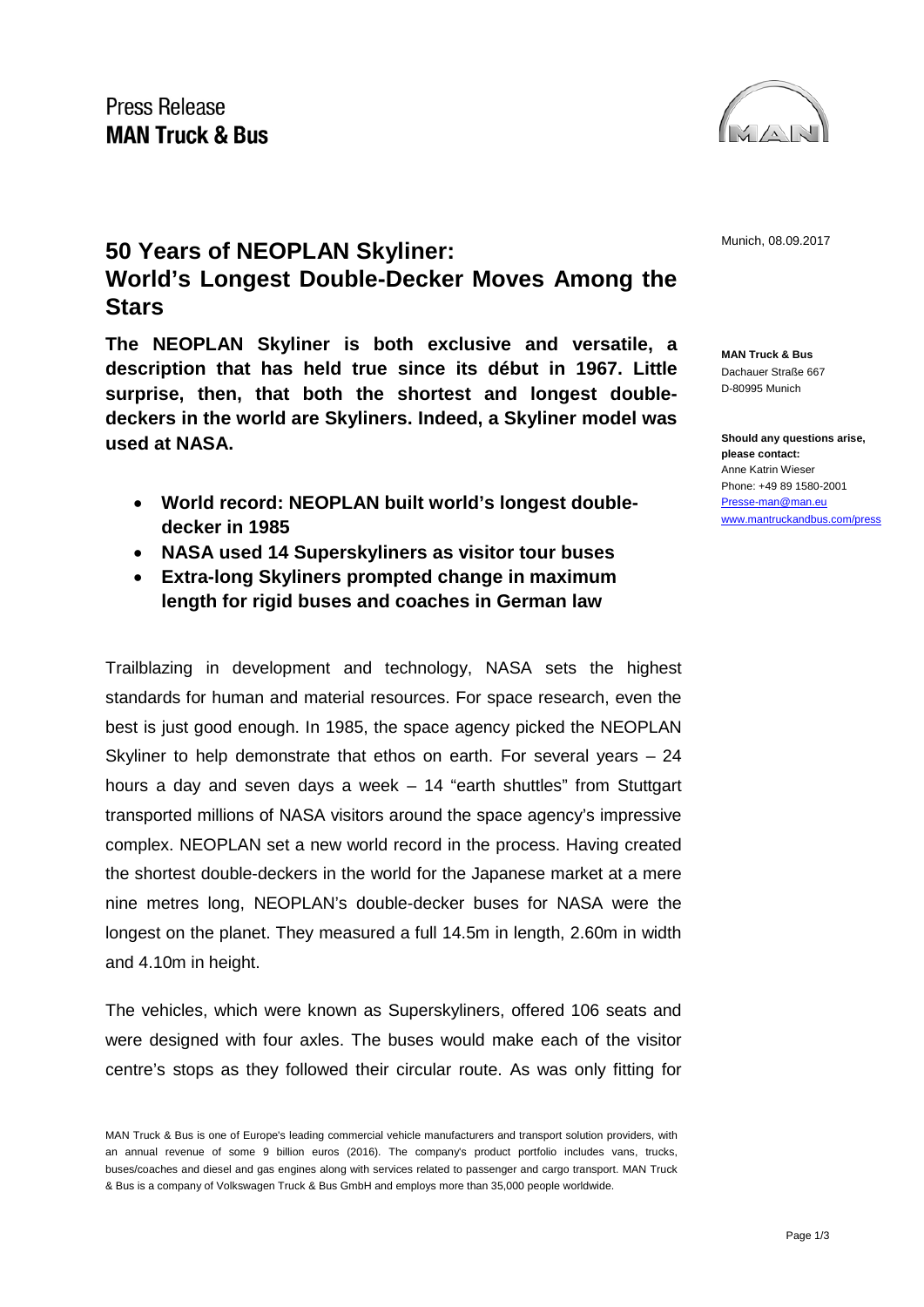Press Release
**MAN Truck & Bus**

Munich, 08.09.2017

# 50 Years of NEOPLAN Skyliner: World's Longest Double-Decker Moves Among the Stars

**MAN Truck & Bus**
Dachauer Straße 667
D-80995 Munich

**Should any questions arise, please contact:**
Anne Katrin Wieser
Phone: +49 89 1580-2001
Presse-man@man.eu
www.mantruckandbus.com/press

**The NEOPLAN Skyliner is both exclusive and versatile, a description that has held true since its début in 1967. Little surprise, then, that both the shortest and longest double-deckers in the world are Skyliners. Indeed, a Skyliner model was used at NASA.**

- **World record: NEOPLAN built world's longest double-decker in 1985**
- **NASA used 14 Superskyliners as visitor tour buses**
- **Extra-long Skyliners prompted change in maximum length for rigid buses and coaches in German law**

Trailblazing in development and technology, NASA sets the highest standards for human and material resources. For space research, even the best is just good enough. In 1985, the space agency picked the NEOPLAN Skyliner to help demonstrate that ethos on earth. For several years – 24 hours a day and seven days a week – 14 "earth shuttles" from Stuttgart transported millions of NASA visitors around the space agency's impressive complex. NEOPLAN set a new world record in the process. Having created the shortest double-deckers in the world for the Japanese market at a mere nine metres long, NEOPLAN's double-decker buses for NASA were the longest on the planet. They measured a full 14.5m in length, 2.60m in width and 4.10m in height.

The vehicles, which were known as Superskyliners, offered 106 seats and were designed with four axles. The buses would make each of the visitor centre's stops as they followed their circular route. As was only fitting for

MAN Truck & Bus is one of Europe's leading commercial vehicle manufacturers and transport solution providers, with an annual revenue of some 9 billion euros (2016). The company's product portfolio includes vans, trucks, buses/coaches and diesel and gas engines along with services related to passenger and cargo transport. MAN Truck & Bus is a company of Volkswagen Truck & Bus GmbH and employs more than 35,000 people worldwide.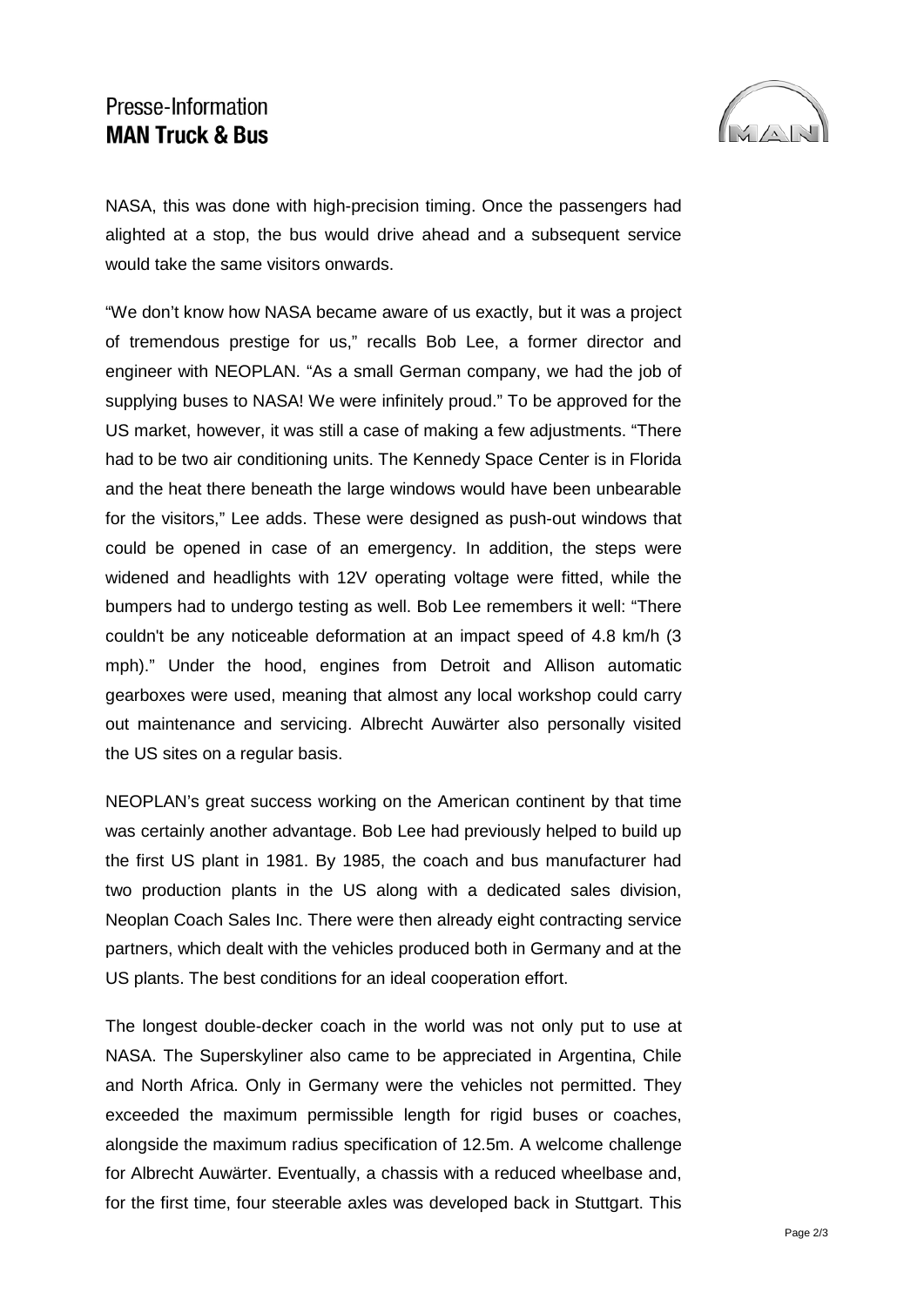NASA, this was done with high-precision timing. Once the passengers had alighted at a stop, the bus would drive ahead and a subsequent service would take the same visitors onwards.

"We don't know how NASA became aware of us exactly, but it was a project of tremendous prestige for us," recalls Bob Lee, a former director and engineer with NEOPLAN. "As a small German company, we had the job of supplying buses to NASA! We were infinitely proud." To be approved for the US market, however, it was still a case of making a few adjustments. "There had to be two air conditioning units. The Kennedy Space Center is in Florida and the heat there beneath the large windows would have been unbearable for the visitors," Lee adds. These were designed as push-out windows that could be opened in case of an emergency. In addition, the steps were widened and headlights with 12V operating voltage were fitted, while the bumpers had to undergo testing as well. Bob Lee remembers it well: "There couldn't be any noticeable deformation at an impact speed of 4.8 km/h (3 mph)." Under the hood, engines from Detroit and Allison automatic gearboxes were used, meaning that almost any local workshop could carry out maintenance and servicing. Albrecht Auwärter also personally visited the US sites on a regular basis.

NEOPLAN's great success working on the American continent by that time was certainly another advantage. Bob Lee had previously helped to build up the first US plant in 1981. By 1985, the coach and bus manufacturer had two production plants in the US along with a dedicated sales division, Neoplan Coach Sales Inc. There were then already eight contracting service partners, which dealt with the vehicles produced both in Germany and at the US plants. The best conditions for an ideal cooperation effort.

The longest double-decker coach in the world was not only put to use at NASA. The Superskyliner also came to be appreciated in Argentina, Chile and North Africa. Only in Germany were the vehicles not permitted. They exceeded the maximum permissible length for rigid buses or coaches, alongside the maximum radius specification of 12.5m. A welcome challenge for Albrecht Auwärter. Eventually, a chassis with a reduced wheelbase and, for the first time, four steerable axles was developed back in Stuttgart. This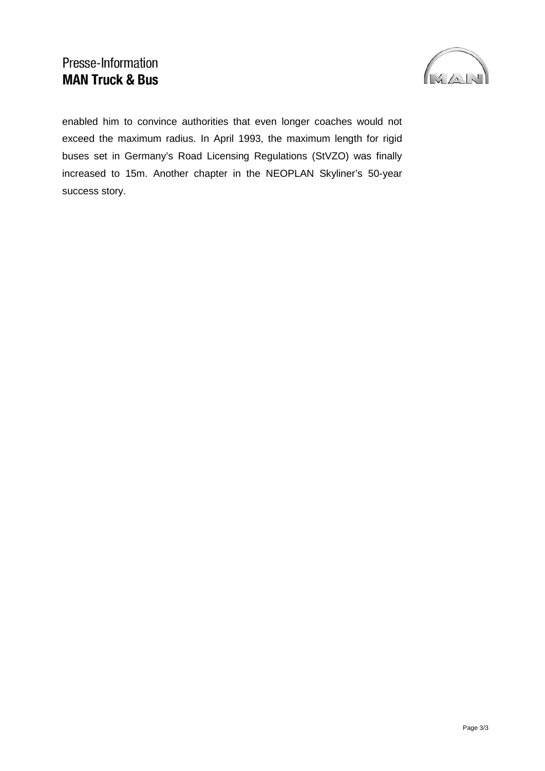enabled him to convince authorities that even longer coaches would not exceed the maximum radius. In April 1993, the maximum length for rigid buses set in Germany's Road Licensing Regulations (StVZO) was finally increased to 15m. Another chapter in the NEOPLAN Skyliner's 50-year success story.